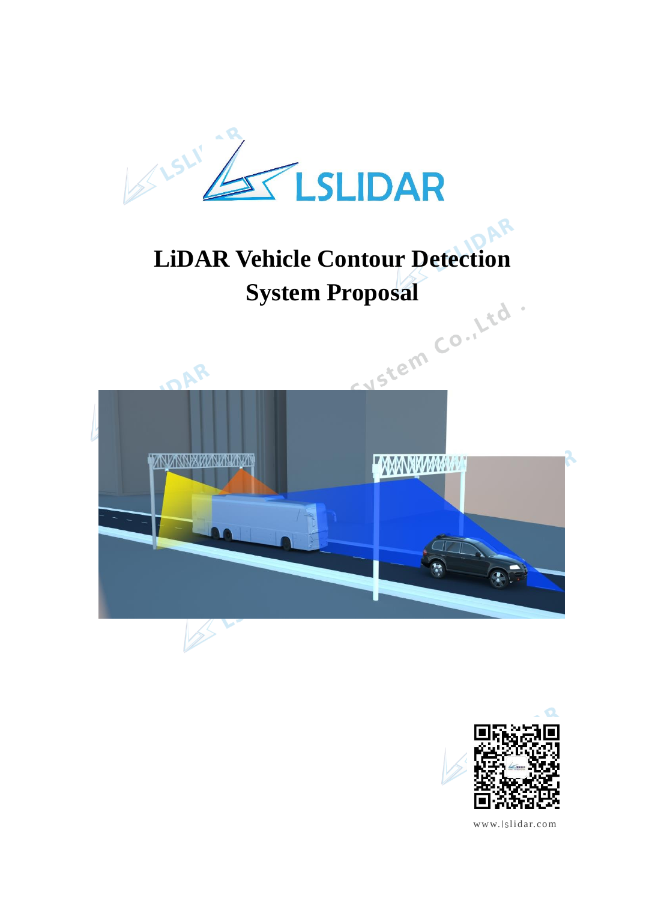# LiDAR Vehicle Contour Detection System Proposal

www.lslidar.com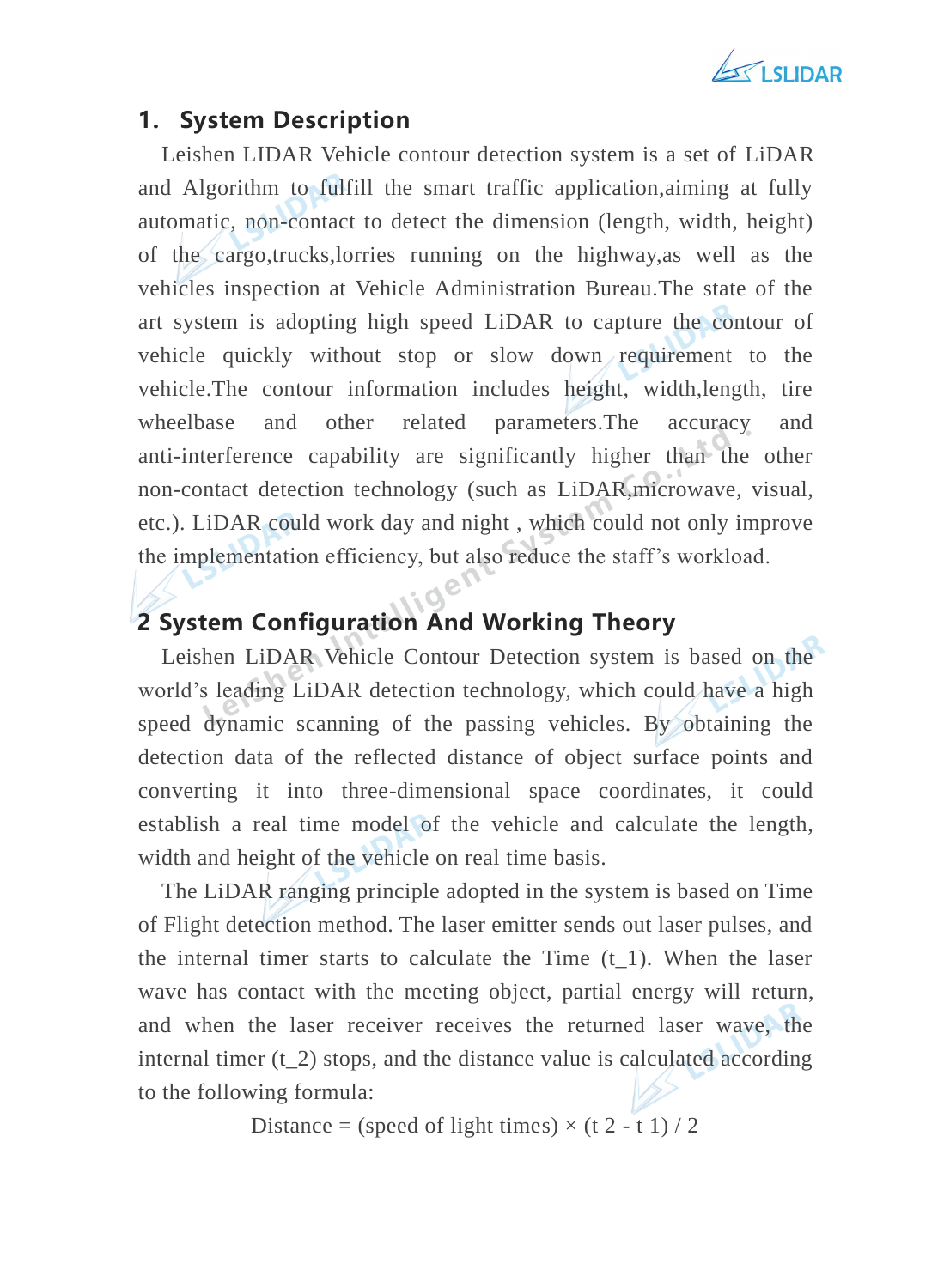## 1. System Description

Leishen LIDAR Vehicle contour detection system is a set of LiDAR and Algorithm to fulfill the smart traffic application,aiming at fully automatic, non-contact to detect the dimension (length, width, height) of the cargo,trucks,lorries running on the highway,as well as the vehicles inspection at Vehicle Administration Bureau.The state of the art system is adopting high speed LiDAR to capture the contour of vehicle quickly without stop or slow down requirement to the vehicle.The contour information includes height, width,length, tire wheelbase and other related parameters.The accuracy and anti-interference capability are significantly higher than the other non-contact detection technology (such as LiDAR,microwave, visual, etc.). LiDAR could work day and night , which could not only improve the implementation efficiency, but also reduce the staff's workload.

## 2 System Configuration And Working Theory

Leishen LiDAR Vehicle Contour Detection system is based on the world's leading LiDAR detection technology, which could have a high speed dynamic scanning of the passing vehicles. By obtaining the detection data of the reflected distance of object surface points and converting it into three-dimensional space coordinates, it could establish a real time model of the vehicle and calculate the length, width and height of the vehicle on real time basis.

The LiDAR ranging principle adopted in the system is based on Time of Flight detection method. The laser emitter sends out laser pulses, and the internal timer starts to calculate the Time ($t_1$). When the laser wave has contact with the meeting object, partial energy will return, and when the laser receiver receives the returned laser wave, the internal timer ($t_2$) stops, and the distance value is calculated according to the following formula:

$$\text{Distance} = (\text{speed of light times}) \times (t_2 - t_1) / 2$$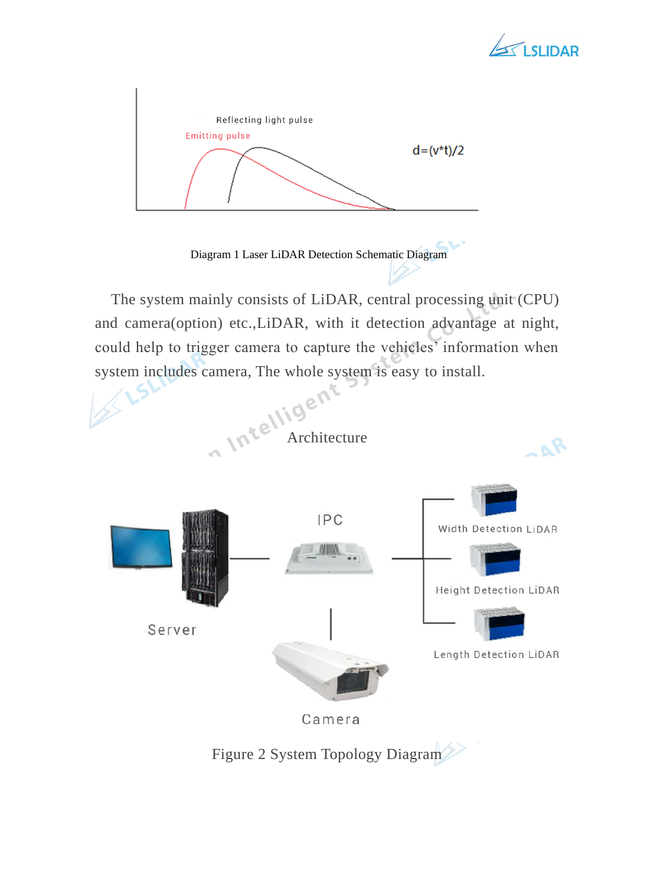Diagram 1 Laser LiDAR Detection Schematic Diagram

The system mainly consists of LiDAR, central processing unit (CPU) and camera(option) etc.,LiDAR, with it detection advantage at night, could help to trigger camera to capture the vehicles' information when system includes camera, The whole system is easy to install.

Architecture

Figure 2 System Topology Diagram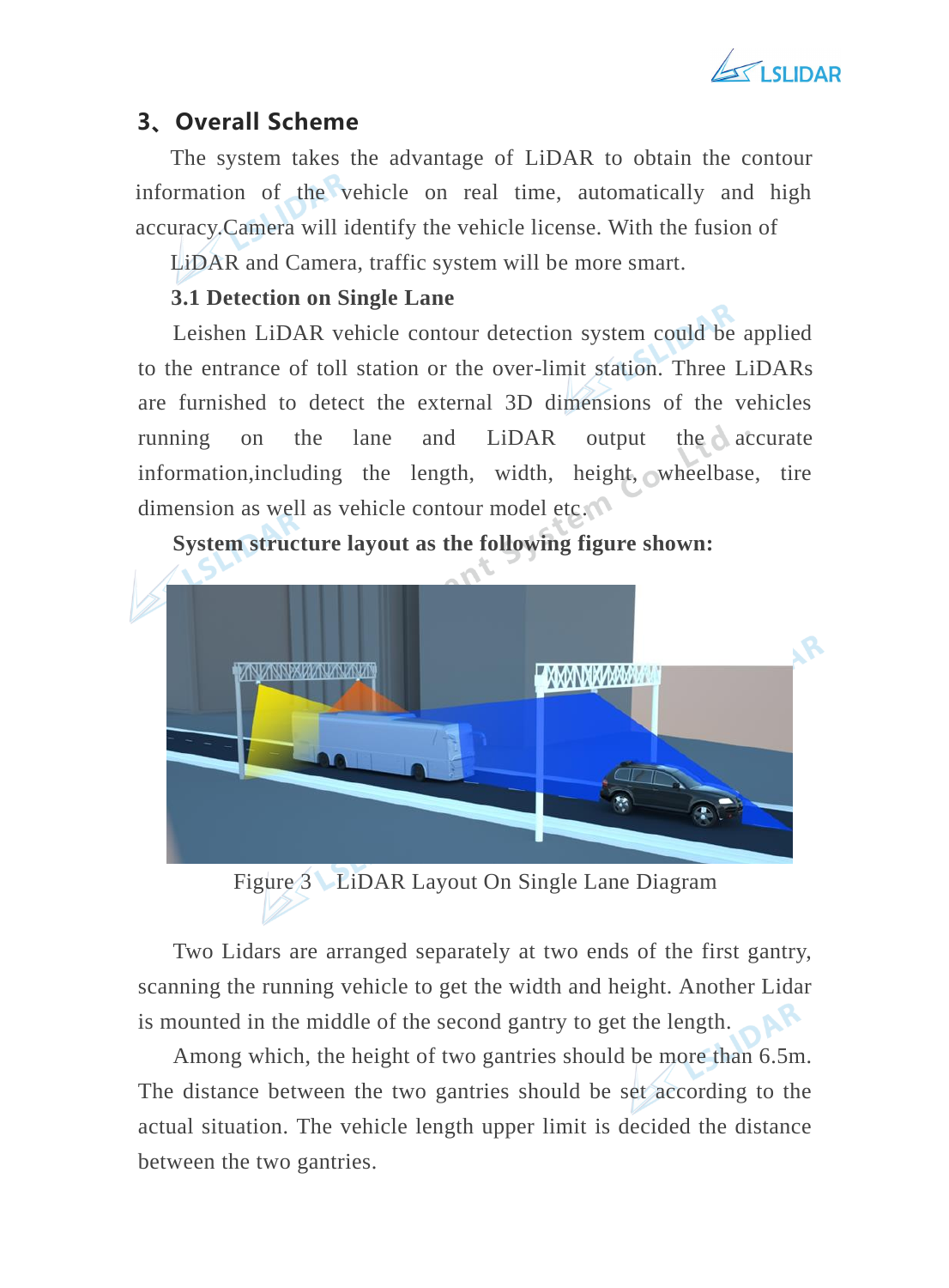## 3、Overall Scheme

The system takes the advantage of LiDAR to obtain the contour information of the vehicle on real time, automatically and high accuracy.Camera will identify the vehicle license. With the fusion of LiDAR and Camera, traffic system will be more smart.

### 3.1 Detection on Single Lane

Leishen LiDAR vehicle contour detection system could be applied to the entrance of toll station or the over-limit station. Three LiDARs are furnished to detect the external 3D dimensions of the vehicles running on the lane and LiDAR output the accurate information,including the length, width, height, wheelbase, tire dimension as well as vehicle contour model etc.

**System structure layout as the following figure shown:**

Figure 3 LiDAR Layout On Single Lane Diagram

Two Lidars are arranged separately at two ends of the first gantry, scanning the running vehicle to get the width and height. Another Lidar is mounted in the middle of the second gantry to get the length.

Among which, the height of two gantries should be more than 6.5m. The distance between the two gantries should be set according to the actual situation. The vehicle length upper limit is decided the distance between the two gantries.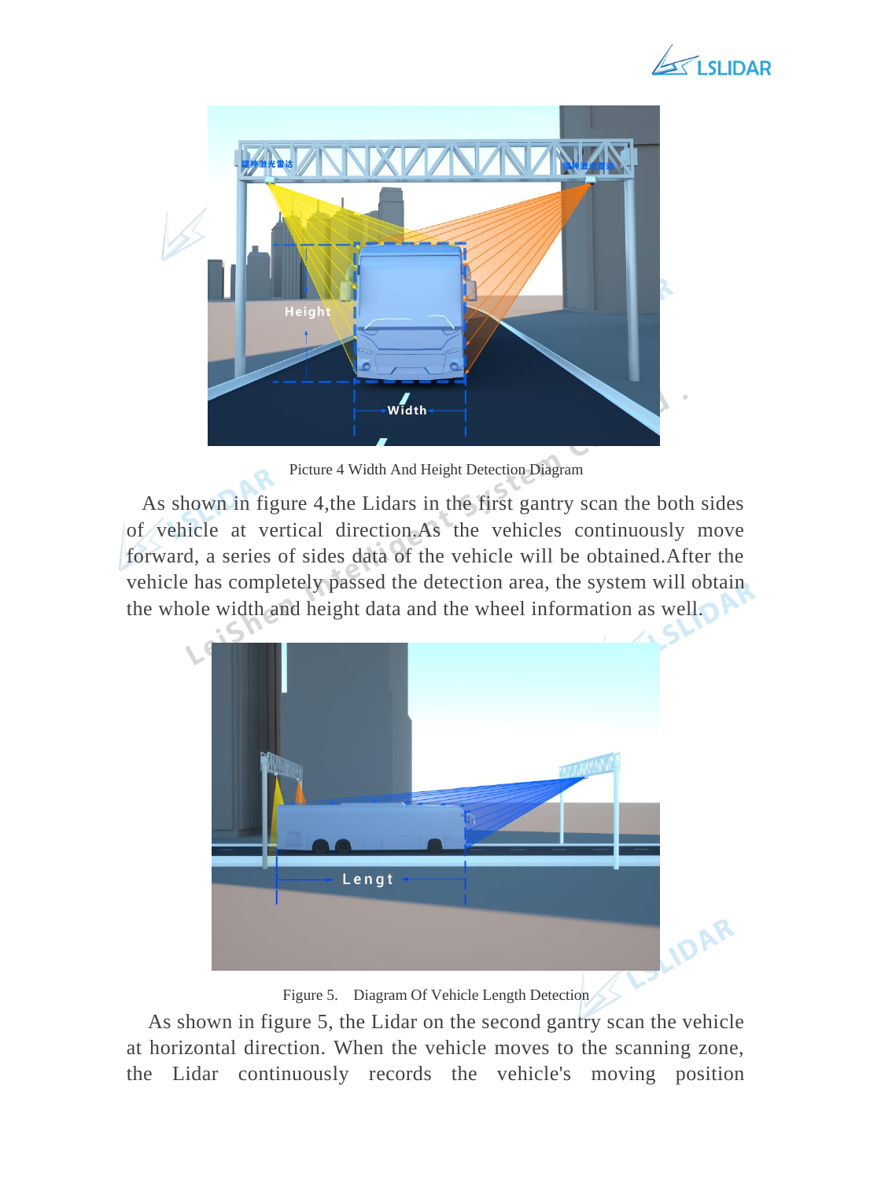Picture 4 Width And Height Detection Diagram

As shown in figure 4,the Lidars in the first gantry scan the both sides of vehicle at vertical direction.As the vehicles continuously move forward, a series of sides data of the vehicle will be obtained.After the vehicle has completely passed the detection area, the system will obtain the whole width and height data and the wheel information as well.

Figure 5. Diagram Of Vehicle Length Detection

As shown in figure 5, the Lidar on the second gantry scan the vehicle at horizontal direction. When the vehicle moves to the scanning zone, the Lidar continuously records the vehicle's moving position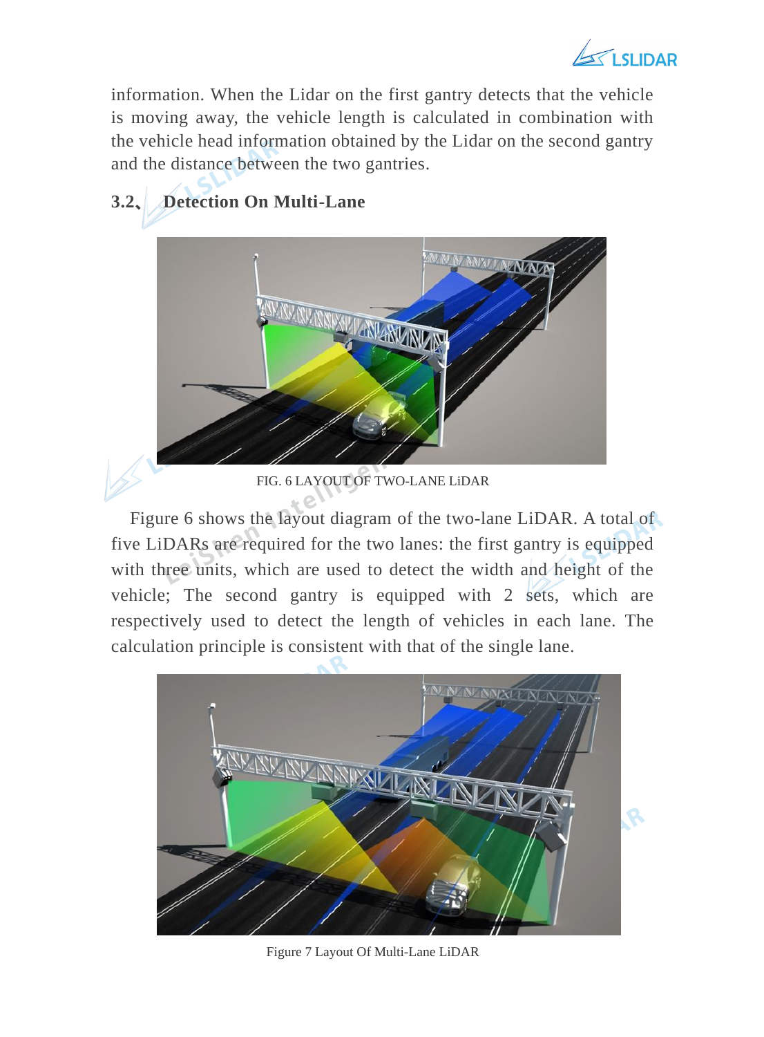information. When the Lidar on the first gantry detects that the vehicle is moving away, the vehicle length is calculated in combination with the vehicle head information obtained by the Lidar on the second gantry and the distance between the two gantries.

## 3.2、 Detection On Multi-Lane

FIG. 6 LAYOUT OF TWO-LANE LiDAR

Figure 6 shows the layout diagram of the two-lane LiDAR. A total of five LiDARs are required for the two lanes: the first gantry is equipped with three units, which are used to detect the width and height of the vehicle; The second gantry is equipped with 2 sets, which are respectively used to detect the length of vehicles in each lane. The calculation principle is consistent with that of the single lane.

Figure 7 Layout Of Multi-Lane LiDAR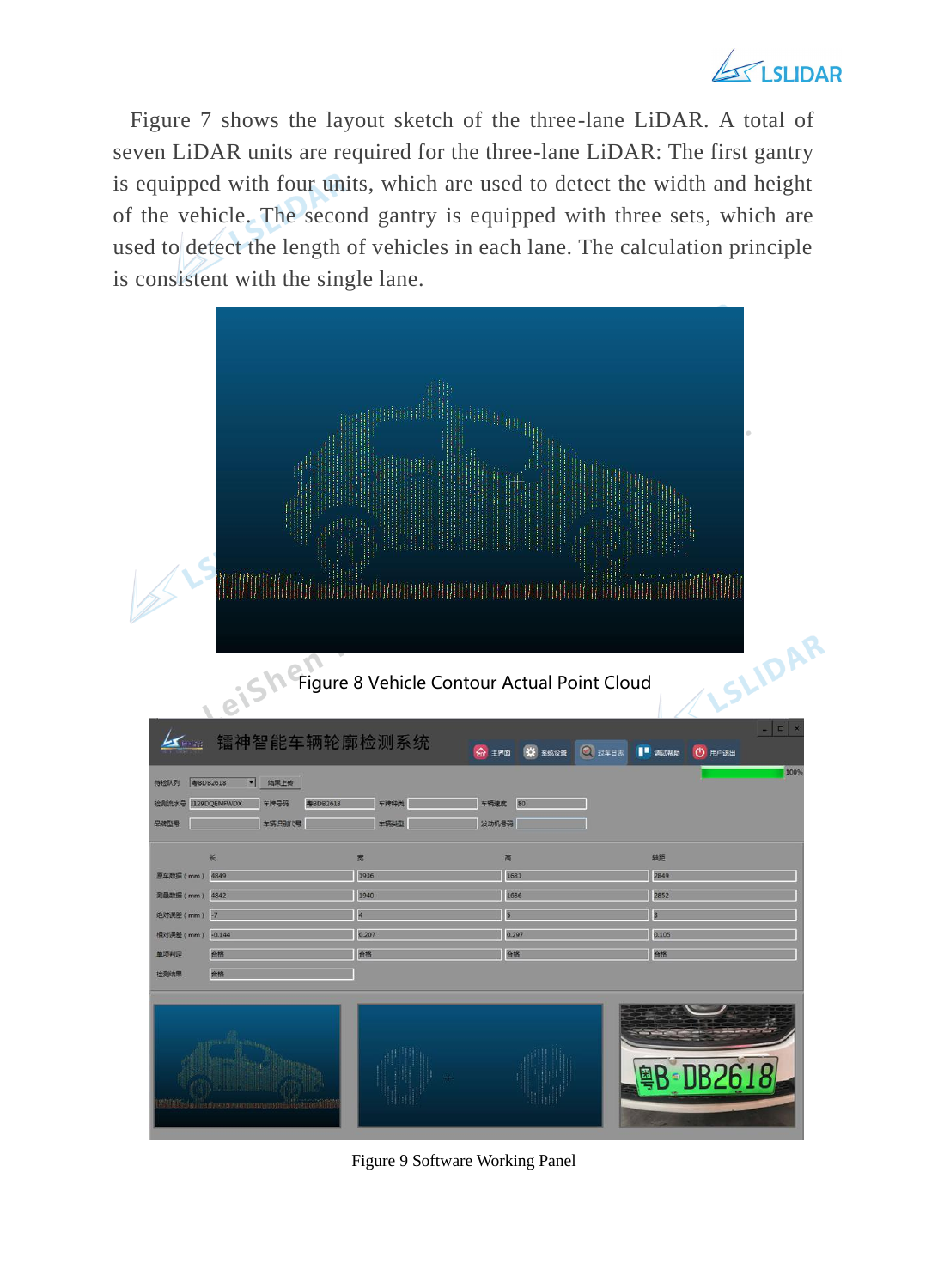Figure 7 shows the layout sketch of the three-lane LiDAR. A total of seven LiDAR units are required for the three-lane LiDAR: The first gantry is equipped with four units, which are used to detect the width and height of the vehicle. The second gantry is equipped with three sets, which are used to detect the length of vehicles in each lane. The calculation principle is consistent with the single lane.

Figure 8 Vehicle Contour Actual Point Cloud

Figure 9 Software Working Panel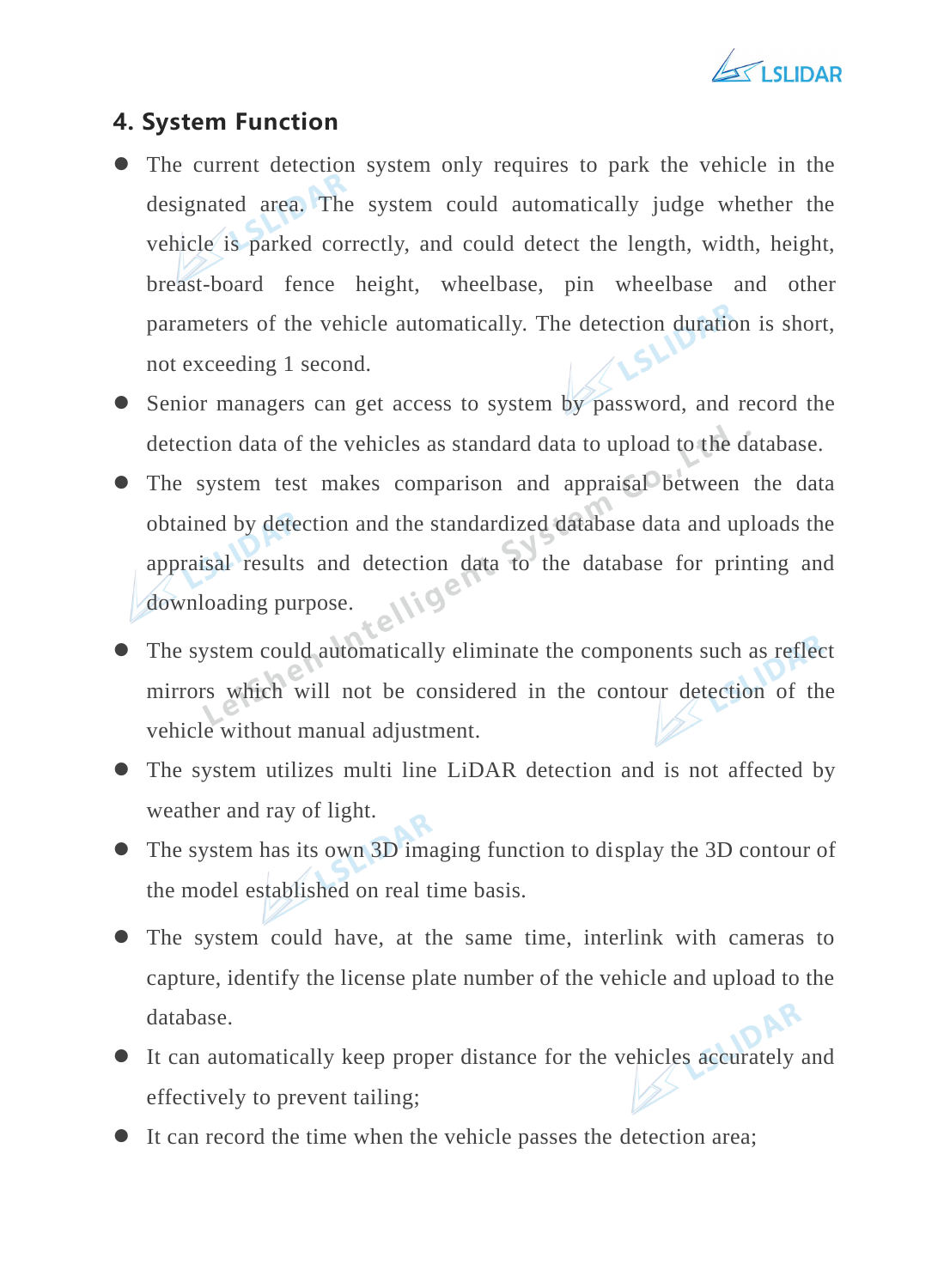## 4. System Function

- The current detection system only requires to park the vehicle in the designated area. The system could automatically judge whether the vehicle is parked correctly, and could detect the length, width, height, breast-board fence height, wheelbase, pin wheelbase and other parameters of the vehicle automatically. The detection duration is short, not exceeding 1 second.
- Senior managers can get access to system by password, and record the detection data of the vehicles as standard data to upload to the database.
- The system test makes comparison and appraisal between the data obtained by detection and the standardized database data and uploads the appraisal results and detection data to the database for printing and downloading purpose.
- The system could automatically eliminate the components such as reflect mirrors which will not be considered in the contour detection of the vehicle without manual adjustment.
- The system utilizes multi line LiDAR detection and is not affected by weather and ray of light.
- The system has its own 3D imaging function to display the 3D contour of the model established on real time basis.
- The system could have, at the same time, interlink with cameras to capture, identify the license plate number of the vehicle and upload to the database.
- It can automatically keep proper distance for the vehicles accurately and effectively to prevent tailing;
- It can record the time when the vehicle passes the detection area;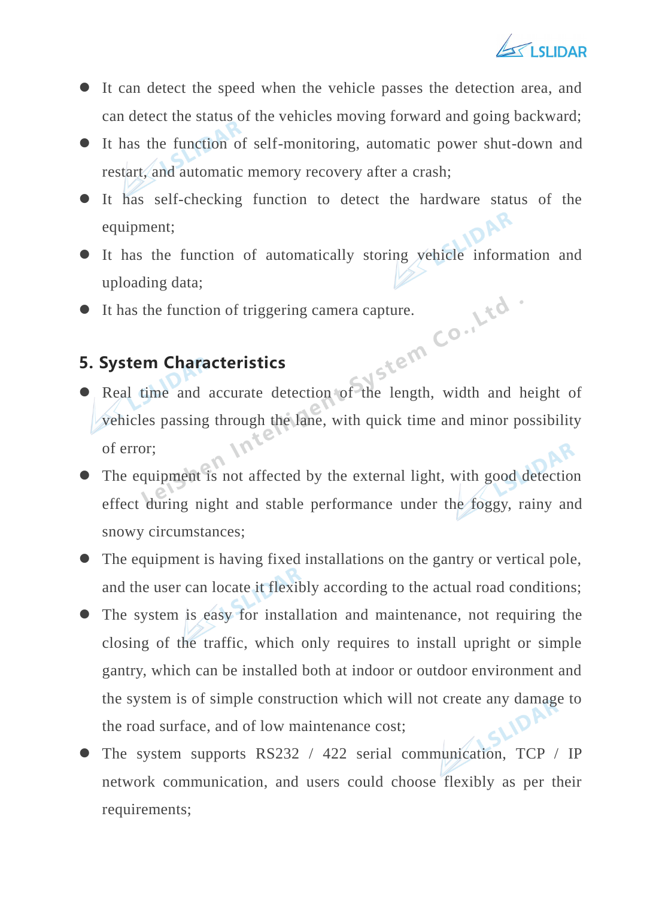- It can detect the speed when the vehicle passes the detection area, and can detect the status of the vehicles moving forward and going backward;
- It has the function of self-monitoring, automatic power shut-down and restart, and automatic memory recovery after a crash;
- It has self-checking function to detect the hardware status of the equipment;
- It has the function of automatically storing vehicle information and uploading data;
- It has the function of triggering camera capture.

## 5. System Characteristics

- Real time and accurate detection of the length, width and height of vehicles passing through the lane, with quick time and minor possibility of error;
- The equipment is not affected by the external light, with good detection effect during night and stable performance under the foggy, rainy and snowy circumstances;
- The equipment is having fixed installations on the gantry or vertical pole, and the user can locate it flexibly according to the actual road conditions;
- The system is easy for installation and maintenance, not requiring the closing of the traffic, which only requires to install upright or simple gantry, which can be installed both at indoor or outdoor environment and the system is of simple construction which will not create any damage to the road surface, and of low maintenance cost;
- The system supports RS232 / 422 serial communication, TCP / IP network communication, and users could choose flexibly as per their requirements;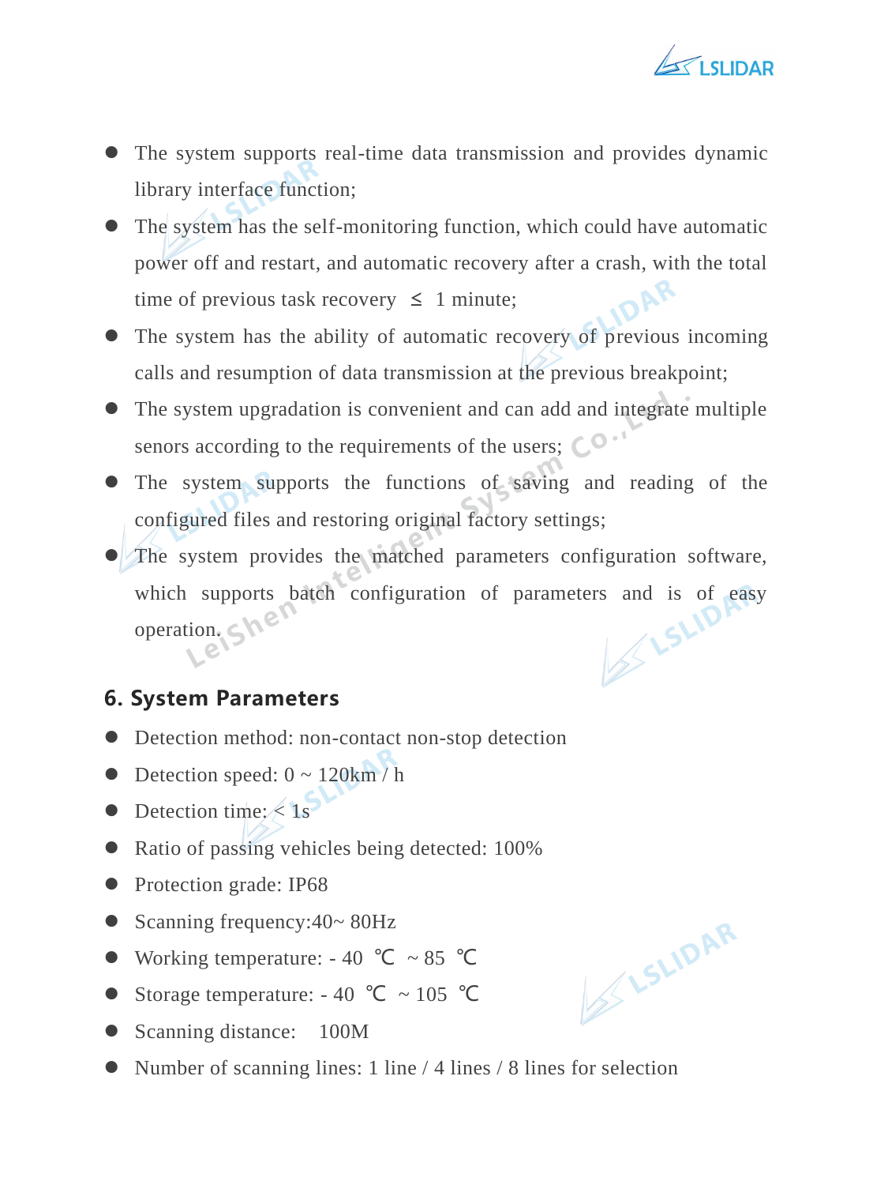- The system supports real-time data transmission and provides dynamic library interface function;
- The system has the self-monitoring function, which could have automatic power off and restart, and automatic recovery after a crash, with the total time of previous task recovery ≤ 1 minute;
- The system has the ability of automatic recovery of previous incoming calls and resumption of data transmission at the previous breakpoint;
- The system upgradation is convenient and can add and integrate multiple senors according to the requirements of the users;
- The system supports the functions of saving and reading of the configured files and restoring original factory settings;
- The system provides the matched parameters configuration software, which supports batch configuration of parameters and is of easy operation.

## 6. System Parameters

- Detection method: non-contact non-stop detection
- Detection speed: 0 ~ 120km / h
- Detection time: < 1s
- Ratio of passing vehicles being detected: 100%
- Protection grade: IP68
- Scanning frequency:40~ 80Hz
- Working temperature: - 40 ℃ ~ 85 ℃
- Storage temperature: - 40 ℃ ~ 105 ℃
- Scanning distance: 100M
- Number of scanning lines: 1 line / 4 lines / 8 lines for selection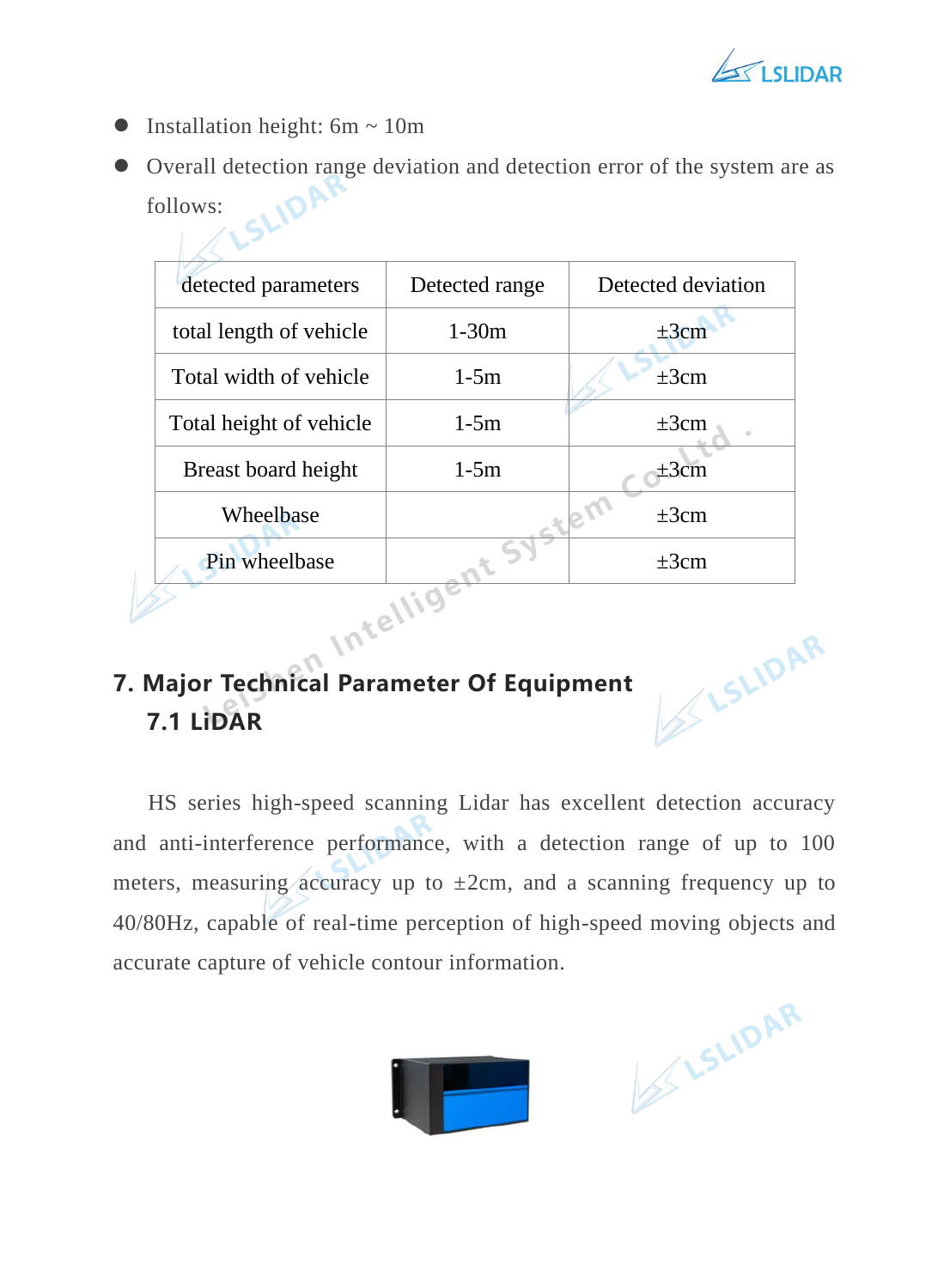- Installation height: 6m ~ 10m
- Overall detection range deviation and detection error of the system are as follows:

| detected parameters | Detected range | Detected deviation |
| --- | --- | --- |
| total length of vehicle | 1-30m | ±3cm |
| Total width of vehicle | 1-5m | ±3cm |
| Total height of vehicle | 1-5m | ±3cm |
| Breast board height | 1-5m | ±3cm |
| Wheelbase | | ±3cm |
| Pin wheelbase | | ±3cm |

## 7. Major Technical Parameter Of Equipment

### 7.1 LiDAR

HS series high-speed scanning Lidar has excellent detection accuracy and anti-interference performance, with a detection range of up to 100 meters, measuring accuracy up to ±2cm, and a scanning frequency up to 40/80Hz, capable of real-time perception of high-speed moving objects and accurate capture of vehicle contour information.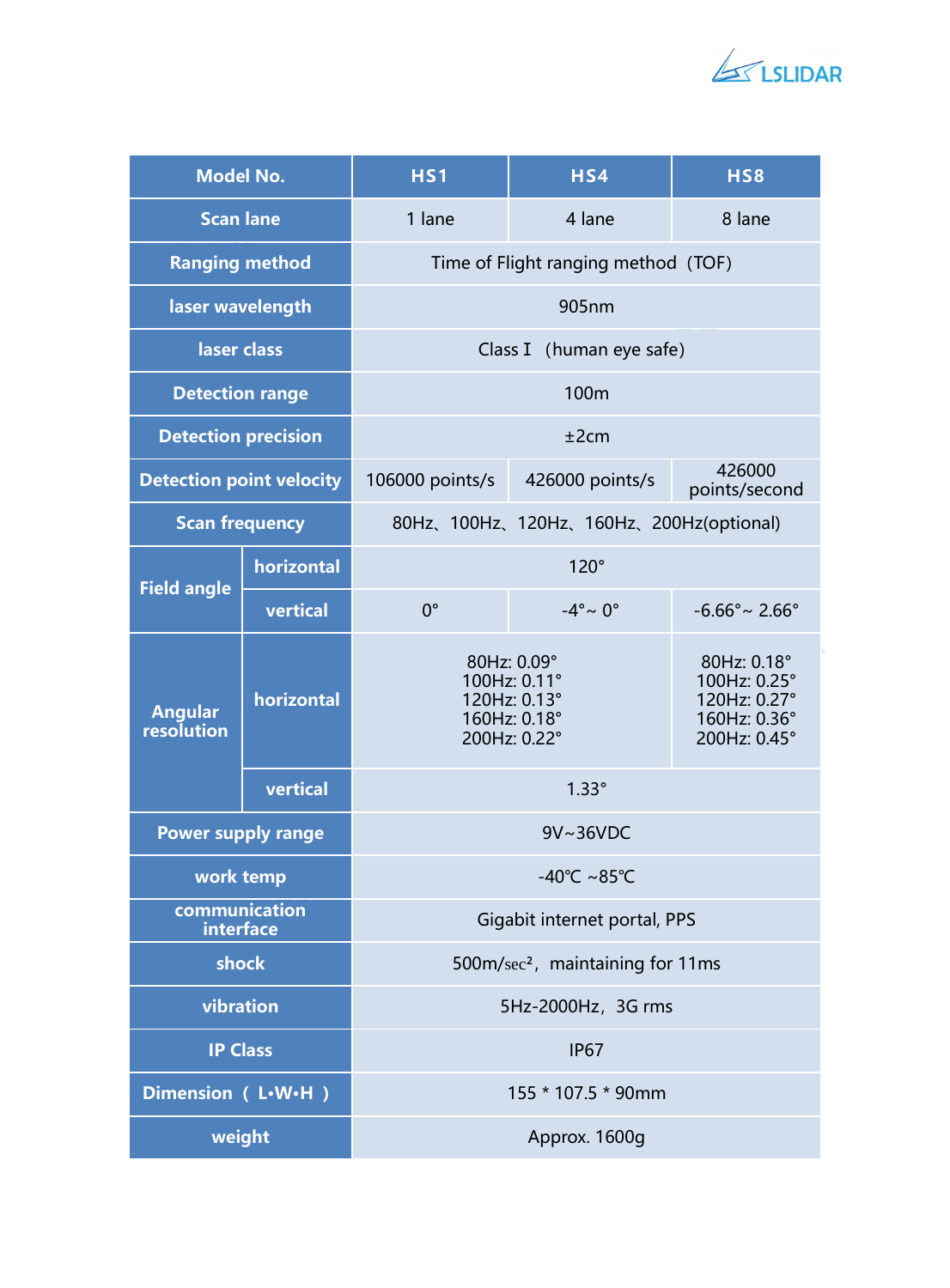| Model No. | | HS1 | HS4 | HS8 |
|---|---|---|---|---|
| Scan lane | | 1 lane | 4 lane | 8 lane |
| Ranging method | | Time of Flight ranging method（TOF) | | |
| laser wavelength | | 905nm | | |
| laser class | | Class Ⅰ （human eye safe) | | |
| Detection range | | 100m | | |
| Detection precision | | ±2cm | | |
| Detection point velocity | | 106000 points/s | 426000 points/s | 426000 points/second |
| Scan frequency | | 80Hz、100Hz、120Hz、160Hz、200Hz(optional) | | |
| Field angle | horizontal | 120° | | |
| | vertical | 0° | -4°~ 0° | -6.66°~ 2.66° |
| Angular resolution | horizontal | 80Hz: 0.09°<br>100Hz: 0.11°<br>120Hz: 0.13°<br>160Hz: 0.18°<br>200Hz: 0.22° | | 80Hz: 0.18°<br>100Hz: 0.25°<br>120Hz: 0.27°<br>160Hz: 0.36°<br>200Hz: 0.45° |
| | vertical | 1.33° | | |
| Power supply range | | 9V~36VDC | | |
| work temp | | -40℃ ~85℃ | | |
| communication interface | | Gigabit internet portal, PPS | | |
| shock | | 500m/sec²，maintaining for 11ms | | |
| vibration | | 5Hz-2000Hz，3G rms | | |
| IP Class | | IP67 | | |
| Dimension（ L•W•H ） | | 155 * 107.5 * 90mm | | |
| weight | | Approx. 1600g | | |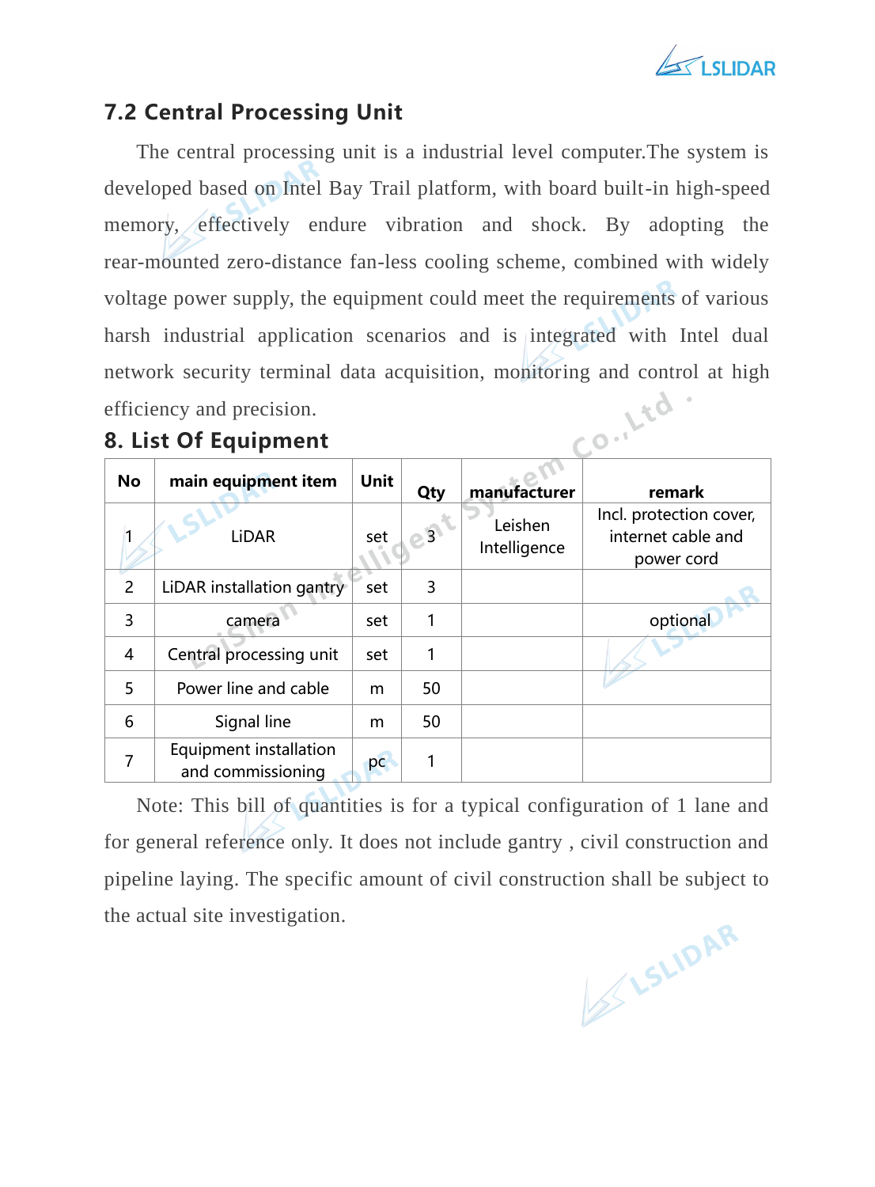## 7.2 Central Processing Unit

The central processing unit is a industrial level computer.The system is developed based on Intel Bay Trail platform, with board built-in high-speed memory, effectively endure vibration and shock. By adopting the rear-mounted zero-distance fan-less cooling scheme, combined with widely voltage power supply, the equipment could meet the requirements of various harsh industrial application scenarios and is integrated with Intel dual network security terminal data acquisition, monitoring and control at high efficiency and precision.

## 8. List Of Equipment

| No | main equipment item | Unit | Qty | manufacturer | remark |
|---|---|---|---|---|---|
| 1 | LiDAR | set | 3 | Leishen Intelligence | Incl. protection cover, internet cable and power cord |
| 2 | LiDAR installation gantry | set | 3 | | |
| 3 | camera | set | 1 | | optional |
| 4 | Central processing unit | set | 1 | | |
| 5 | Power line and cable | m | 50 | | |
| 6 | Signal line | m | 50 | | |
| 7 | Equipment installation and commissioning | pc | 1 | | |

Note: This bill of quantities is for a typical configuration of 1 lane and for general reference only. It does not include gantry , civil construction and pipeline laying. The specific amount of civil construction shall be subject to the actual site investigation.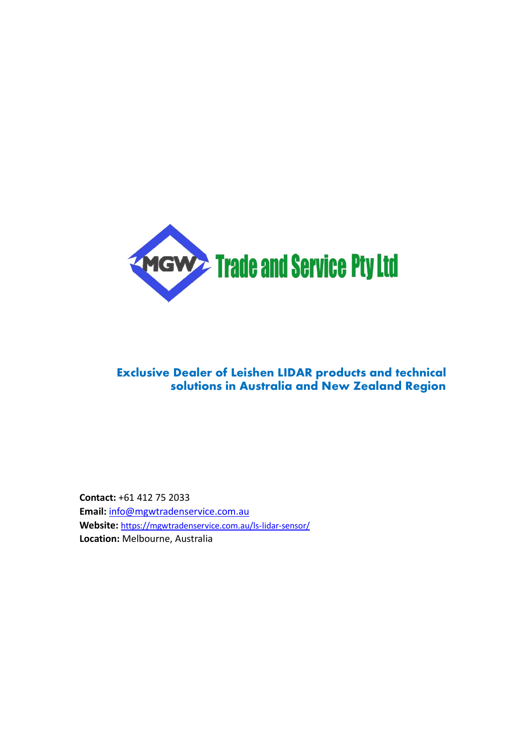MGW Trade and Service Pty Ltd

**Exclusive Dealer of Leishen LIDAR products and technical solutions in Australia and New Zealand Region**

**Contact:** +61 412 75 2033
**Email:** info@mgwtradenservice.com.au
**Website:** https://mgwtradenservice.com.au/ls-lidar-sensor/
**Location:** Melbourne, Australia